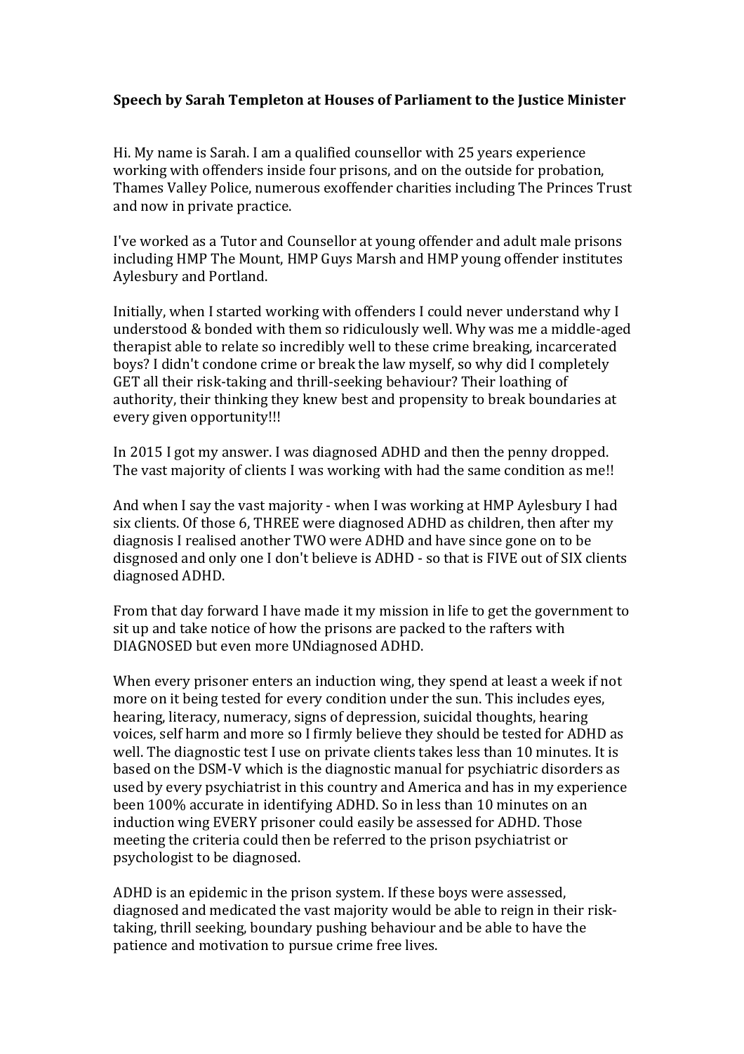**Speech by Sarah Templeton at Houses of Parliament to the Justice Minister**

Hi. My name is Sarah. I am a qualified counsellor with 25 years experience working with offenders inside four prisons, and on the outside for probation, Thames Valley Police, numerous exoffender charities including The Princes Trust and now in private practice.

I've worked as a Tutor and Counsellor at young offender and adult male prisons including HMP The Mount, HMP Guys Marsh and HMP young offender institutes Aylesbury and Portland.

Initially, when I started working with offenders I could never understand why I understood & bonded with them so ridiculously well. Why was me a middle-aged therapist able to relate so incredibly well to these crime breaking, incarcerated boys? I didn't condone crime or break the law myself, so why did I completely GET all their risk-taking and thrill-seeking behaviour? Their loathing of authority, their thinking they knew best and propensity to break boundaries at every given opportunity!!!

In 2015 I got my answer. I was diagnosed ADHD and then the penny dropped. The vast majority of clients I was working with had the same condition as me!!

And when I say the vast majority - when I was working at HMP Aylesbury I had six clients. Of those 6, THREE were diagnosed ADHD as children, then after my diagnosis I realised another TWO were ADHD and have since gone on to be disgnosed and only one I don't believe is ADHD - so that is FIVE out of SIX clients diagnosed ADHD.

From that day forward I have made it my mission in life to get the government to sit up and take notice of how the prisons are packed to the rafters with DIAGNOSED but even more UNdiagnosed ADHD.

When every prisoner enters an induction wing, they spend at least a week if not more on it being tested for every condition under the sun. This includes eyes, hearing, literacy, numeracy, signs of depression, suicidal thoughts, hearing voices, self harm and more so I firmly believe they should be tested for ADHD as well. The diagnostic test I use on private clients takes less than 10 minutes. It is based on the DSM-V which is the diagnostic manual for psychiatric disorders as used by every psychiatrist in this country and America and has in my experience been 100% accurate in identifying ADHD. So in less than 10 minutes on an induction wing EVERY prisoner could easily be assessed for ADHD. Those meeting the criteria could then be referred to the prison psychiatrist or psychologist to be diagnosed.

ADHD is an epidemic in the prison system. If these boys were assessed, diagnosed and medicated the vast majority would be able to reign in their risk-taking, thrill seeking, boundary pushing behaviour and be able to have the patience and motivation to pursue crime free lives.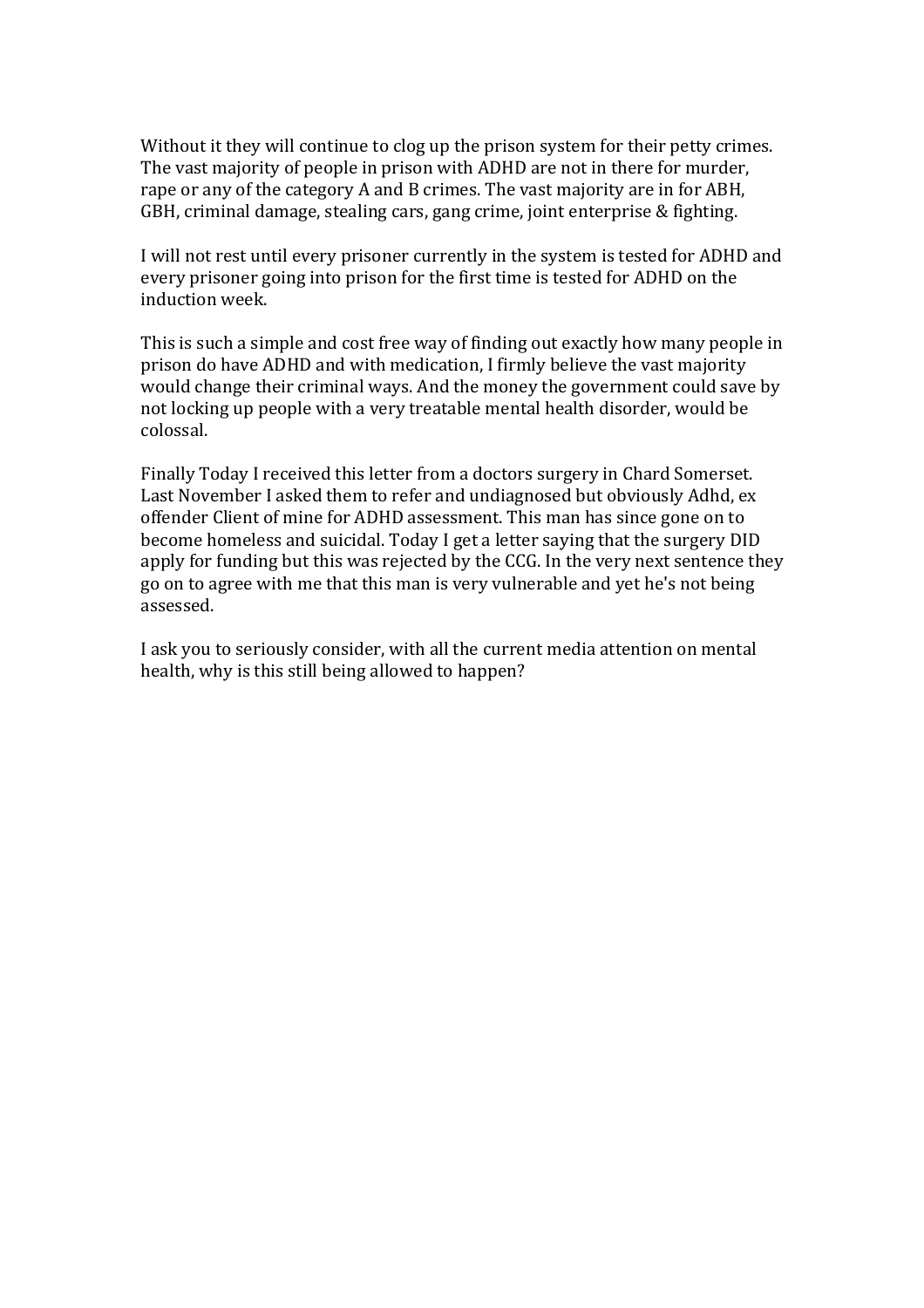Without it they will continue to clog up the prison system for their petty crimes. The vast majority of people in prison with ADHD are not in there for murder, rape or any of the category A and B crimes. The vast majority are in for ABH, GBH, criminal damage, stealing cars, gang crime, joint enterprise & fighting.

I will not rest until every prisoner currently in the system is tested for ADHD and every prisoner going into prison for the first time is tested for ADHD on the induction week.

This is such a simple and cost free way of finding out exactly how many people in prison do have ADHD and with medication, I firmly believe the vast majority would change their criminal ways. And the money the government could save by not locking up people with a very treatable mental health disorder, would be colossal.

Finally Today I received this letter from a doctors surgery in Chard Somerset. Last November I asked them to refer and undiagnosed but obviously Adhd, ex offender Client of mine for ADHD assessment. This man has since gone on to become homeless and suicidal. Today I get a letter saying that the surgery DID apply for funding but this was rejected by the CCG. In the very next sentence they go on to agree with me that this man is very vulnerable and yet he's not being assessed.

I ask you to seriously consider, with all the current media attention on mental health, why is this still being allowed to happen?